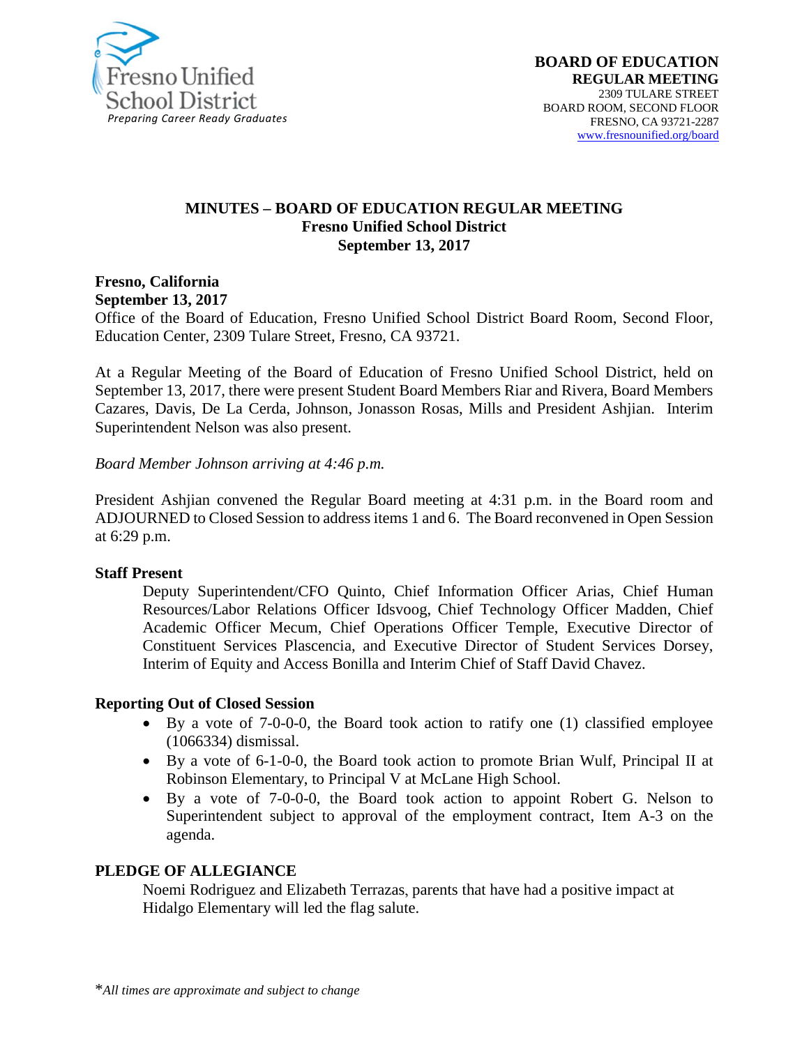Fresno Unified School District
*Preparing Career Ready Graduates*

**BOARD OF EDUCATION**
**REGULAR MEETING**
2309 TULARE STREET
BOARD ROOM, SECOND FLOOR
FRESNO, CA 93721-2287
www.fresnounified.org/board

# MINUTES – BOARD OF EDUCATION REGULAR MEETING
## Fresno Unified School District
## September 13, 2017

**Fresno, California**
**September 13, 2017**
Office of the Board of Education, Fresno Unified School District Board Room, Second Floor, Education Center, 2309 Tulare Street, Fresno, CA 93721.

At a Regular Meeting of the Board of Education of Fresno Unified School District, held on September 13, 2017, there were present Student Board Members Riar and Rivera, Board Members Cazares, Davis, De La Cerda, Johnson, Jonasson Rosas, Mills and President Ashjian. Interim Superintendent Nelson was also present.

*Board Member Johnson arriving at 4:46 p.m.*

President Ashjian convened the Regular Board meeting at 4:31 p.m. in the Board room and ADJOURNED to Closed Session to address items 1 and 6. The Board reconvened in Open Session at 6:29 p.m.

**Staff Present**

Deputy Superintendent/CFO Quinto, Chief Information Officer Arias, Chief Human Resources/Labor Relations Officer Idsvoog, Chief Technology Officer Madden, Chief Academic Officer Mecum, Chief Operations Officer Temple, Executive Director of Constituent Services Plascencia, and Executive Director of Student Services Dorsey, Interim of Equity and Access Bonilla and Interim Chief of Staff David Chavez.

**Reporting Out of Closed Session**

- By a vote of 7-0-0-0, the Board took action to ratify one (1) classified employee (1066334) dismissal.
- By a vote of 6-1-0-0, the Board took action to promote Brian Wulf, Principal II at Robinson Elementary, to Principal V at McLane High School.
- By a vote of 7-0-0-0, the Board took action to appoint Robert G. Nelson to Superintendent subject to approval of the employment contract, Item A-3 on the agenda.

**PLEDGE OF ALLEGIANCE**

Noemi Rodriguez and Elizabeth Terrazas, parents that have had a positive impact at Hidalgo Elementary will led the flag salute.

*All times are approximate and subject to change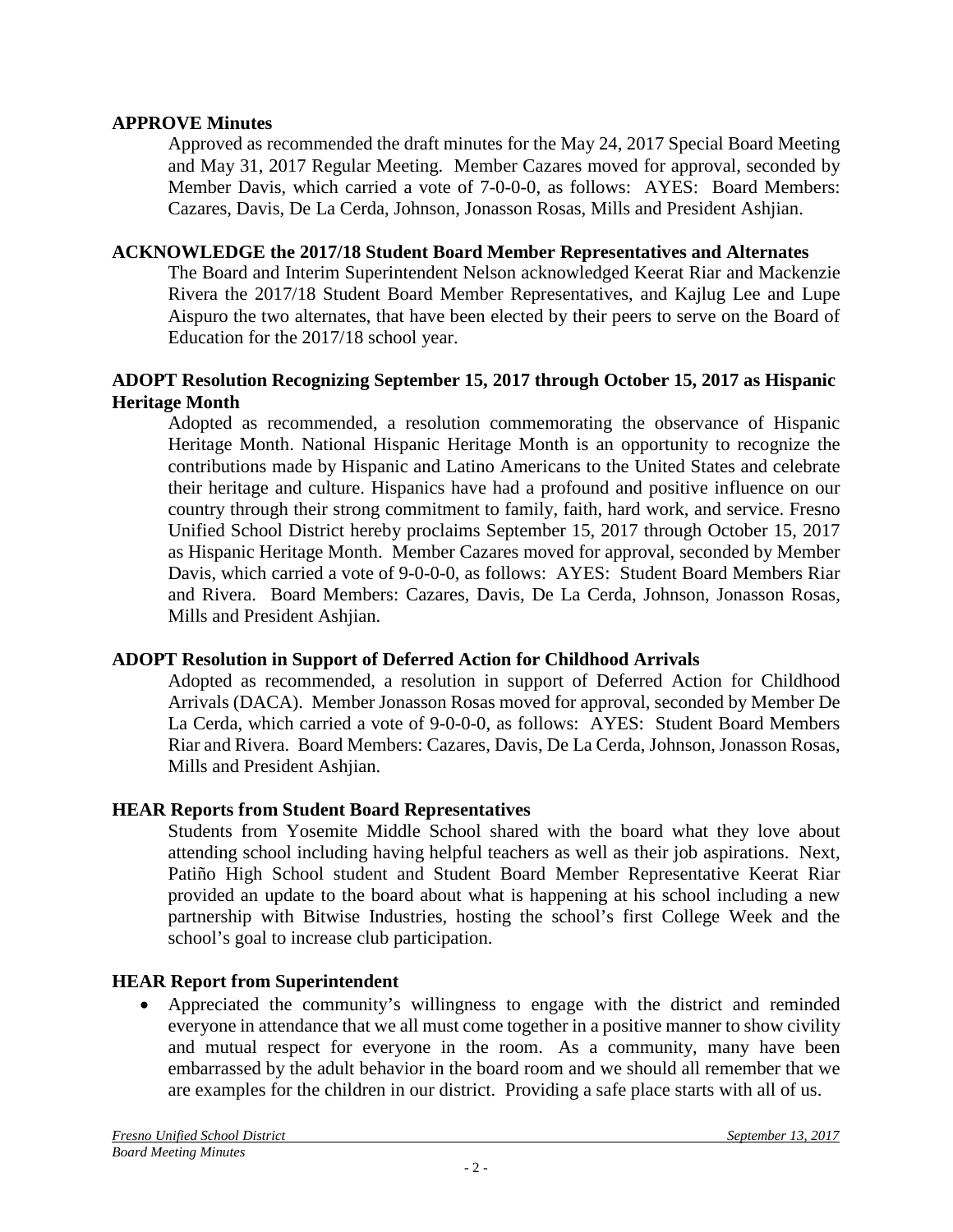**APPROVE Minutes**

Approved as recommended the draft minutes for the May 24, 2017 Special Board Meeting and May 31, 2017 Regular Meeting. Member Cazares moved for approval, seconded by Member Davis, which carried a vote of 7-0-0-0, as follows: AYES: Board Members: Cazares, Davis, De La Cerda, Johnson, Jonasson Rosas, Mills and President Ashjian.

**ACKNOWLEDGE the 2017/18 Student Board Member Representatives and Alternates**

The Board and Interim Superintendent Nelson acknowledged Keerat Riar and Mackenzie Rivera the 2017/18 Student Board Member Representatives, and Kajlug Lee and Lupe Aispuro the two alternates, that have been elected by their peers to serve on the Board of Education for the 2017/18 school year.

**ADOPT Resolution Recognizing September 15, 2017 through October 15, 2017 as Hispanic Heritage Month**

Adopted as recommended, a resolution commemorating the observance of Hispanic Heritage Month. National Hispanic Heritage Month is an opportunity to recognize the contributions made by Hispanic and Latino Americans to the United States and celebrate their heritage and culture. Hispanics have had a profound and positive influence on our country through their strong commitment to family, faith, hard work, and service. Fresno Unified School District hereby proclaims September 15, 2017 through October 15, 2017 as Hispanic Heritage Month. Member Cazares moved for approval, seconded by Member Davis, which carried a vote of 9-0-0-0, as follows: AYES: Student Board Members Riar and Rivera. Board Members: Cazares, Davis, De La Cerda, Johnson, Jonasson Rosas, Mills and President Ashjian.

**ADOPT Resolution in Support of Deferred Action for Childhood Arrivals**

Adopted as recommended, a resolution in support of Deferred Action for Childhood Arrivals (DACA). Member Jonasson Rosas moved for approval, seconded by Member De La Cerda, which carried a vote of 9-0-0-0, as follows: AYES: Student Board Members Riar and Rivera. Board Members: Cazares, Davis, De La Cerda, Johnson, Jonasson Rosas, Mills and President Ashjian.

**HEAR Reports from Student Board Representatives**

Students from Yosemite Middle School shared with the board what they love about attending school including having helpful teachers as well as their job aspirations. Next, Patiño High School student and Student Board Member Representative Keerat Riar provided an update to the board about what is happening at his school including a new partnership with Bitwise Industries, hosting the school's first College Week and the school's goal to increase club participation.

**HEAR Report from Superintendent**

- Appreciated the community's willingness to engage with the district and reminded everyone in attendance that we all must come together in a positive manner to show civility and mutual respect for everyone in the room. As a community, many have been embarrassed by the adult behavior in the board room and we should all remember that we are examples for the children in our district. Providing a safe place starts with all of us.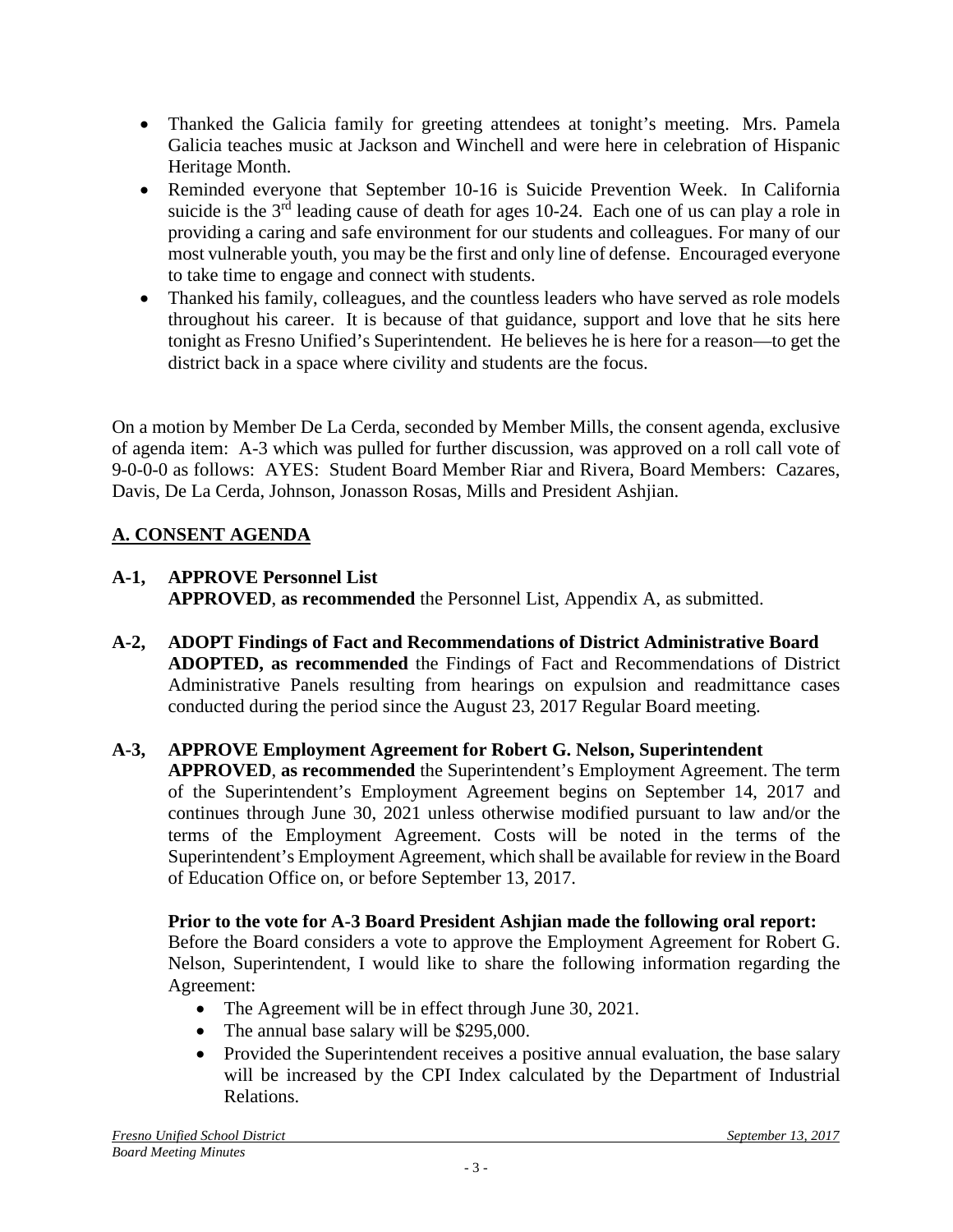- Thanked the Galicia family for greeting attendees at tonight's meeting. Mrs. Pamela Galicia teaches music at Jackson and Winchell and were here in celebration of Hispanic Heritage Month.
- Reminded everyone that September 10-16 is Suicide Prevention Week. In California suicide is the 3rd leading cause of death for ages 10-24. Each one of us can play a role in providing a caring and safe environment for our students and colleagues. For many of our most vulnerable youth, you may be the first and only line of defense. Encouraged everyone to take time to engage and connect with students.
- Thanked his family, colleagues, and the countless leaders who have served as role models throughout his career. It is because of that guidance, support and love that he sits here tonight as Fresno Unified's Superintendent. He believes he is here for a reason—to get the district back in a space where civility and students are the focus.

On a motion by Member De La Cerda, seconded by Member Mills, the consent agenda, exclusive of agenda item: A-3 which was pulled for further discussion, was approved on a roll call vote of 9-0-0-0 as follows: AYES: Student Board Member Riar and Rivera, Board Members: Cazares, Davis, De La Cerda, Johnson, Jonasson Rosas, Mills and President Ashjian.

## A. CONSENT AGENDA

**A-1, APPROVE Personnel List**
**APPROVED**, **as recommended** the Personnel List, Appendix A, as submitted.

**A-2, ADOPT Findings of Fact and Recommendations of District Administrative Board**
**ADOPTED, as recommended** the Findings of Fact and Recommendations of District Administrative Panels resulting from hearings on expulsion and readmittance cases conducted during the period since the August 23, 2017 Regular Board meeting.

**A-3, APPROVE Employment Agreement for Robert G. Nelson, Superintendent**
**APPROVED**, **as recommended** the Superintendent's Employment Agreement. The term of the Superintendent's Employment Agreement begins on September 14, 2017 and continues through June 30, 2021 unless otherwise modified pursuant to law and/or the terms of the Employment Agreement. Costs will be noted in the terms of the Superintendent's Employment Agreement, which shall be available for review in the Board of Education Office on, or before September 13, 2017.

**Prior to the vote for A-3 Board President Ashjian made the following oral report:**
Before the Board considers a vote to approve the Employment Agreement for Robert G. Nelson, Superintendent, I would like to share the following information regarding the Agreement:

- The Agreement will be in effect through June 30, 2021.
- The annual base salary will be $295,000.
- Provided the Superintendent receives a positive annual evaluation, the base salary will be increased by the CPI Index calculated by the Department of Industrial Relations.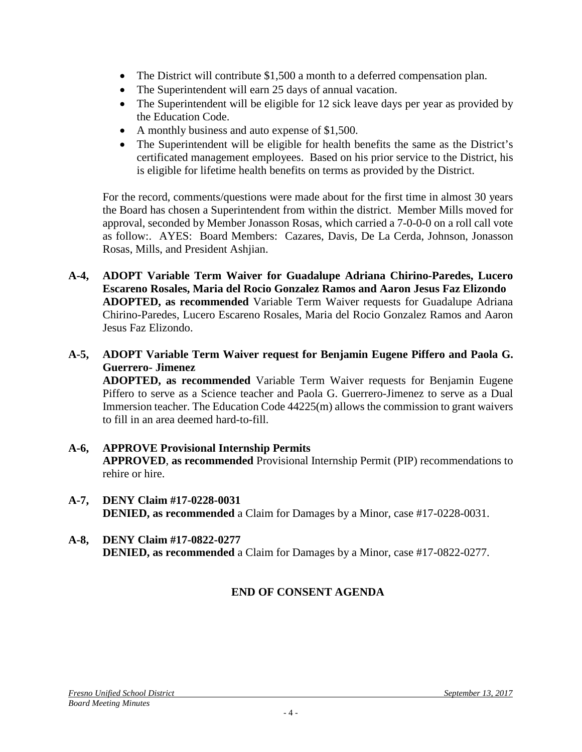- The District will contribute $1,500 a month to a deferred compensation plan.
- The Superintendent will earn 25 days of annual vacation.
- The Superintendent will be eligible for 12 sick leave days per year as provided by the Education Code.
- A monthly business and auto expense of $1,500.
- The Superintendent will be eligible for health benefits the same as the District's certificated management employees. Based on his prior service to the District, his is eligible for lifetime health benefits on terms as provided by the District.

For the record, comments/questions were made about for the first time in almost 30 years the Board has chosen a Superintendent from within the district. Member Mills moved for approval, seconded by Member Jonasson Rosas, which carried a 7-0-0-0 on a roll call vote as follow:. AYES: Board Members: Cazares, Davis, De La Cerda, Johnson, Jonasson Rosas, Mills, and President Ashjian.

**A-4, ADOPT Variable Term Waiver for Guadalupe Adriana Chirino-Paredes, Lucero Escareno Rosales, Maria del Rocio Gonzalez Ramos and Aaron Jesus Faz Elizondo**
**ADOPTED, as recommended** Variable Term Waiver requests for Guadalupe Adriana Chirino-Paredes, Lucero Escareno Rosales, Maria del Rocio Gonzalez Ramos and Aaron Jesus Faz Elizondo.

**A-5, ADOPT Variable Term Waiver request for Benjamin Eugene Piffero and Paola G. Guerrero- Jimenez**
**ADOPTED, as recommended** Variable Term Waiver requests for Benjamin Eugene Piffero to serve as a Science teacher and Paola G. Guerrero-Jimenez to serve as a Dual Immersion teacher. The Education Code 44225(m) allows the commission to grant waivers to fill in an area deemed hard-to-fill.

**A-6, APPROVE Provisional Internship Permits**
**APPROVED**, **as recommended** Provisional Internship Permit (PIP) recommendations to rehire or hire.

**A-7, DENY Claim #17-0228-0031**
**DENIED, as recommended** a Claim for Damages by a Minor, case #17-0228-0031.

**A-8, DENY Claim #17-0822-0277**
**DENIED, as recommended** a Claim for Damages by a Minor, case #17-0822-0277.

**END OF CONSENT AGENDA**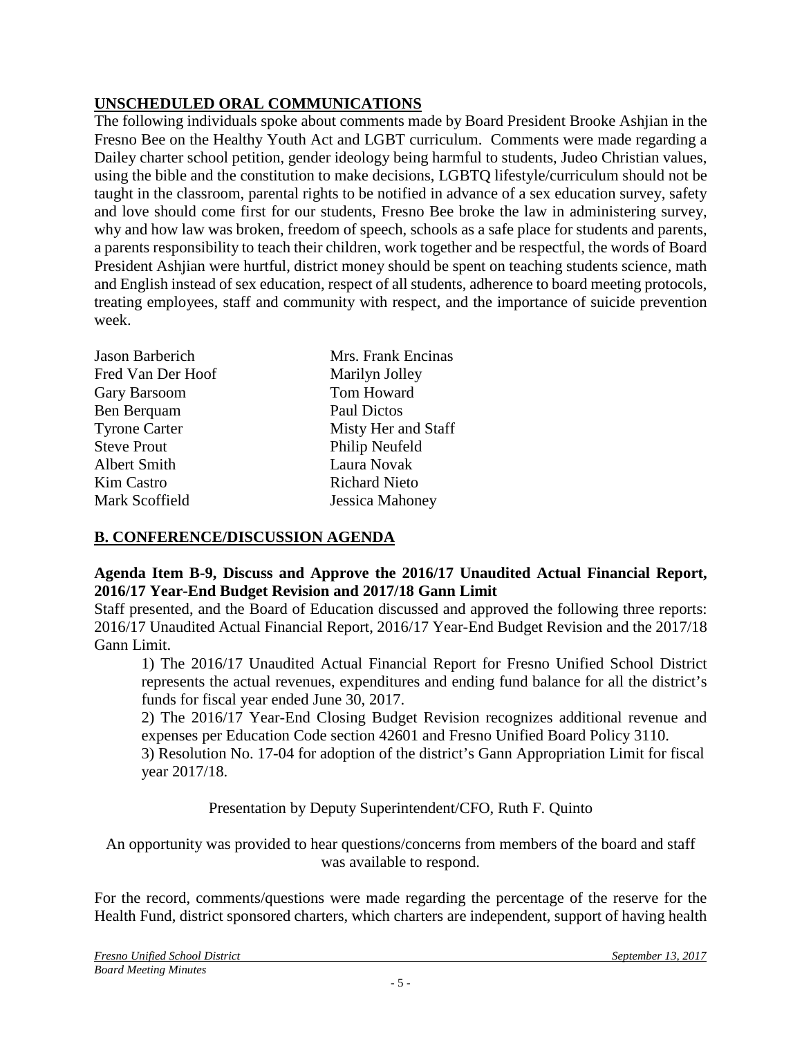## UNSCHEDULED ORAL COMMUNICATIONS

The following individuals spoke about comments made by Board President Brooke Ashjian in the Fresno Bee on the Healthy Youth Act and LGBT curriculum. Comments were made regarding a Dailey charter school petition, gender ideology being harmful to students, Judeo Christian values, using the bible and the constitution to make decisions, LGBTQ lifestyle/curriculum should not be taught in the classroom, parental rights to be notified in advance of a sex education survey, safety and love should come first for our students, Fresno Bee broke the law in administering survey, why and how law was broken, freedom of speech, schools as a safe place for students and parents, a parents responsibility to teach their children, work together and be respectful, the words of Board President Ashjian were hurtful, district money should be spent on teaching students science, math and English instead of sex education, respect of all students, adherence to board meeting protocols, treating employees, staff and community with respect, and the importance of suicide prevention week.

Jason Barberich
Fred Van Der Hoof
Gary Barsoom
Ben Berquam
Tyrone Carter
Steve Prout
Albert Smith
Kim Castro
Mark Scoffield
Mrs. Frank Encinas
Marilyn Jolley
Tom Howard
Paul Dictos
Misty Her and Staff
Philip Neufeld
Laura Novak
Richard Nieto
Jessica Mahoney

## B. CONFERENCE/DISCUSSION AGENDA

**Agenda Item B-9, Discuss and Approve the 2016/17 Unaudited Actual Financial Report, 2016/17 Year-End Budget Revision and 2017/18 Gann Limit**

Staff presented, and the Board of Education discussed and approved the following three reports: 2016/17 Unaudited Actual Financial Report, 2016/17 Year-End Budget Revision and the 2017/18 Gann Limit.

1) The 2016/17 Unaudited Actual Financial Report for Fresno Unified School District represents the actual revenues, expenditures and ending fund balance for all the district's funds for fiscal year ended June 30, 2017.

2) The 2016/17 Year-End Closing Budget Revision recognizes additional revenue and expenses per Education Code section 42601 and Fresno Unified Board Policy 3110.

3) Resolution No. 17-04 for adoption of the district's Gann Appropriation Limit for fiscal year 2017/18.

Presentation by Deputy Superintendent/CFO, Ruth F. Quinto

An opportunity was provided to hear questions/concerns from members of the board and staff was available to respond.

For the record, comments/questions were made regarding the percentage of the reserve for the Health Fund, district sponsored charters, which charters are independent, support of having health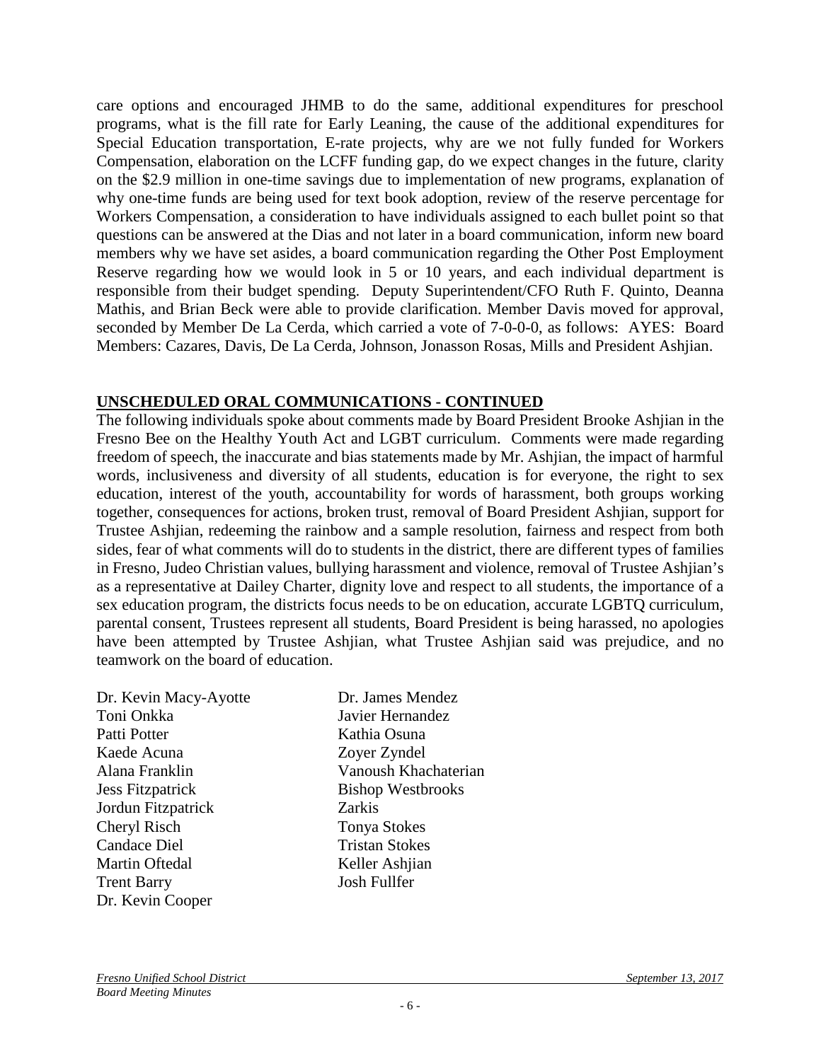care options and encouraged JHMB to do the same, additional expenditures for preschool programs, what is the fill rate for Early Leaning, the cause of the additional expenditures for Special Education transportation, E-rate projects, why are we not fully funded for Workers Compensation, elaboration on the LCFF funding gap, do we expect changes in the future, clarity on the $2.9 million in one-time savings due to implementation of new programs, explanation of why one-time funds are being used for text book adoption, review of the reserve percentage for Workers Compensation, a consideration to have individuals assigned to each bullet point so that questions can be answered at the Dias and not later in a board communication, inform new board members why we have set asides, a board communication regarding the Other Post Employment Reserve regarding how we would look in 5 or 10 years, and each individual department is responsible from their budget spending. Deputy Superintendent/CFO Ruth F. Quinto, Deanna Mathis, and Brian Beck were able to provide clarification. Member Davis moved for approval, seconded by Member De La Cerda, which carried a vote of 7-0-0-0, as follows: AYES: Board Members: Cazares, Davis, De La Cerda, Johnson, Jonasson Rosas, Mills and President Ashjian.

**UNSCHEDULED ORAL COMMUNICATIONS - CONTINUED**

The following individuals spoke about comments made by Board President Brooke Ashjian in the Fresno Bee on the Healthy Youth Act and LGBT curriculum. Comments were made regarding freedom of speech, the inaccurate and bias statements made by Mr. Ashjian, the impact of harmful words, inclusiveness and diversity of all students, education is for everyone, the right to sex education, interest of the youth, accountability for words of harassment, both groups working together, consequences for actions, broken trust, removal of Board President Ashjian, support for Trustee Ashjian, redeeming the rainbow and a sample resolution, fairness and respect from both sides, fear of what comments will do to students in the district, there are different types of families in Fresno, Judeo Christian values, bullying harassment and violence, removal of Trustee Ashjian's as a representative at Dailey Charter, dignity love and respect to all students, the importance of a sex education program, the districts focus needs to be on education, accurate LGBTQ curriculum, parental consent, Trustees represent all students, Board President is being harassed, no apologies have been attempted by Trustee Ashjian, what Trustee Ashjian said was prejudice, and no teamwork on the board of education.

Dr. Kevin Macy-Ayotte
Toni Onkka
Patti Potter
Kaede Acuna
Alana Franklin
Jess Fitzpatrick
Jordun Fitzpatrick
Cheryl Risch
Candace Diel
Martin Oftedal
Trent Barry
Dr. Kevin Cooper
Dr. James Mendez
Javier Hernandez
Kathia Osuna
Zoyer Zyndel
Vanoush Khachaterian
Bishop Westbrooks
Zarkis
Tonya Stokes
Tristan Stokes
Keller Ashjian
Josh Fullfer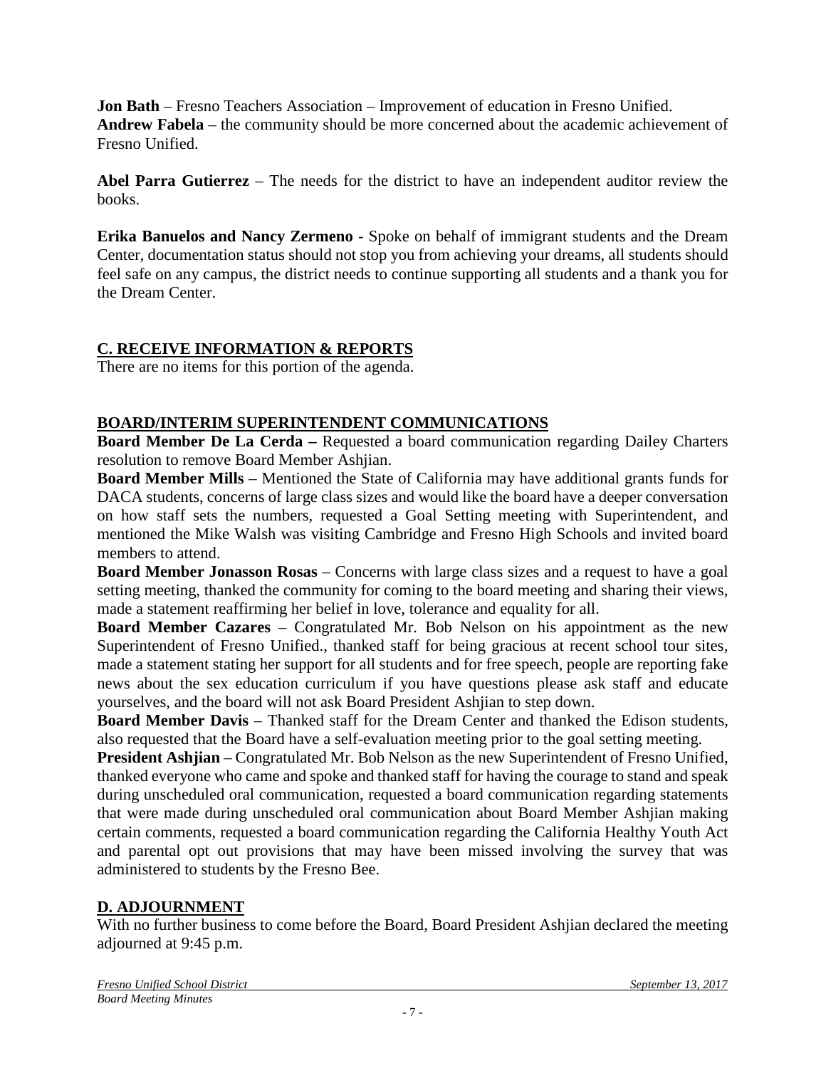**Jon Bath** – Fresno Teachers Association – Improvement of education in Fresno Unified.
**Andrew Fabela** – the community should be more concerned about the academic achievement of Fresno Unified.

**Abel Parra Gutierrez** – The needs for the district to have an independent auditor review the books.

**Erika Banuelos and Nancy Zermeno** - Spoke on behalf of immigrant students and the Dream Center, documentation status should not stop you from achieving your dreams, all students should feel safe on any campus, the district needs to continue supporting all students and a thank you for the Dream Center.

## C. RECEIVE INFORMATION & REPORTS

There are no items for this portion of the agenda.

## BOARD/INTERIM SUPERINTENDENT COMMUNICATIONS

**Board Member De La Cerda –** Requested a board communication regarding Dailey Charters resolution to remove Board Member Ashjian.
**Board Member Mills** – Mentioned the State of California may have additional grants funds for DACA students, concerns of large class sizes and would like the board have a deeper conversation on how staff sets the numbers, requested a Goal Setting meeting with Superintendent, and mentioned the Mike Walsh was visiting Cambridge and Fresno High Schools and invited board members to attend.
**Board Member Jonasson Rosas** – Concerns with large class sizes and a request to have a goal setting meeting, thanked the community for coming to the board meeting and sharing their views, made a statement reaffirming her belief in love, tolerance and equality for all.
**Board Member Cazares** – Congratulated Mr. Bob Nelson on his appointment as the new Superintendent of Fresno Unified., thanked staff for being gracious at recent school tour sites, made a statement stating her support for all students and for free speech, people are reporting fake news about the sex education curriculum if you have questions please ask staff and educate yourselves, and the board will not ask Board President Ashjian to step down.
**Board Member Davis** – Thanked staff for the Dream Center and thanked the Edison students, also requested that the Board have a self-evaluation meeting prior to the goal setting meeting.
**President Ashjian** – Congratulated Mr. Bob Nelson as the new Superintendent of Fresno Unified, thanked everyone who came and spoke and thanked staff for having the courage to stand and speak during unscheduled oral communication, requested a board communication regarding statements that were made during unscheduled oral communication about Board Member Ashjian making certain comments, requested a board communication regarding the California Healthy Youth Act and parental opt out provisions that may have been missed involving the survey that was administered to students by the Fresno Bee.

## D. ADJOURNMENT

With no further business to come before the Board, Board President Ashjian declared the meeting adjourned at 9:45 p.m.